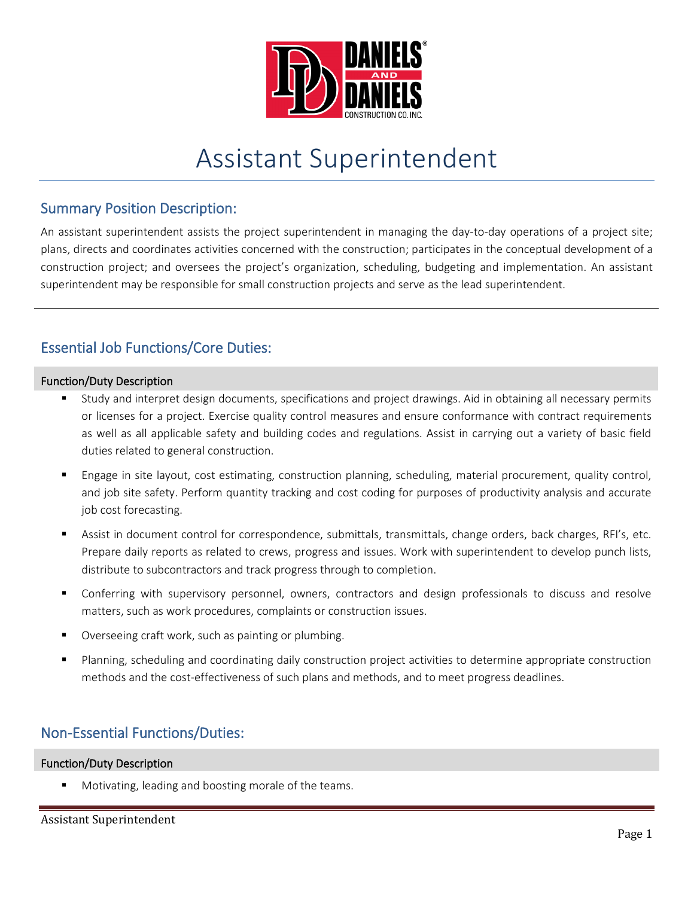# Assistant Superintendent

## Summary Position Description:

An assistant superintendent assists the project superintendent in managing the day-to-day operations of a project site; plans, directs and coordinates activities concerned with the construction; participates in the conceptual development of a construction project; and oversees the project's organization, scheduling, budgeting and implementation. An assistant superintendent may be responsible for small construction projects and serve as the lead superintendent.

## Essential Job Functions/Core Duties:

### Function/Duty Description

- Study and interpret design documents, specifications and project drawings. Aid in obtaining all necessary permits or licenses for a project. Exercise quality control measures and ensure conformance with contract requirements as well as all applicable safety and building codes and regulations. Assist in carrying out a variety of basic field duties related to general construction.
- Engage in site layout, cost estimating, construction planning, scheduling, material procurement, quality control, and job site safety. Perform quantity tracking and cost coding for purposes of productivity analysis and accurate job cost forecasting.
- Assist in document control for correspondence, submittals, transmittals, change orders, back charges, RFI's, etc. Prepare daily reports as related to crews, progress and issues. Work with superintendent to develop punch lists, distribute to subcontractors and track progress through to completion.
- Conferring with supervisory personnel, owners, contractors and design professionals to discuss and resolve matters, such as work procedures, complaints or construction issues.
- Overseeing craft work, such as painting or plumbing.
- Planning, scheduling and coordinating daily construction project activities to determine appropriate construction methods and the cost-effectiveness of such plans and methods, and to meet progress deadlines.

## Non-Essential Functions/Duties:

### Function/Duty Description

- Motivating, leading and boosting morale of the teams.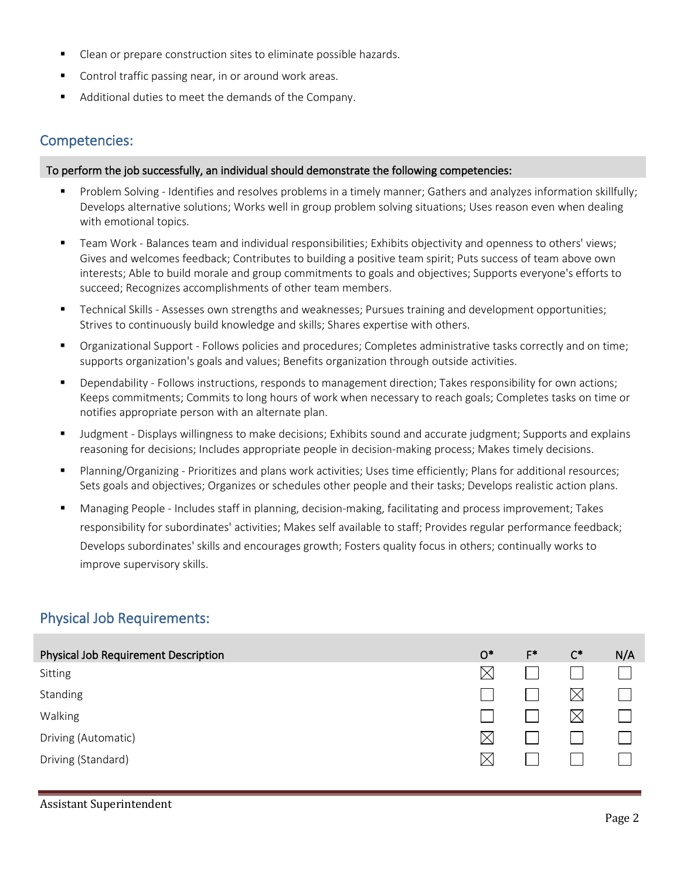- Clean or prepare construction sites to eliminate possible hazards.
- Control traffic passing near, in or around work areas.
- Additional duties to meet the demands of the Company.

## Competencies:

**To perform the job successfully, an individual should demonstrate the following competencies:**

- Problem Solving - Identifies and resolves problems in a timely manner; Gathers and analyzes information skillfully; Develops alternative solutions; Works well in group problem solving situations; Uses reason even when dealing with emotional topics.
- Team Work - Balances team and individual responsibilities; Exhibits objectivity and openness to others' views; Gives and welcomes feedback; Contributes to building a positive team spirit; Puts success of team above own interests; Able to build morale and group commitments to goals and objectives; Supports everyone's efforts to succeed; Recognizes accomplishments of other team members.
- Technical Skills - Assesses own strengths and weaknesses; Pursues training and development opportunities; Strives to continuously build knowledge and skills; Shares expertise with others.
- Organizational Support - Follows policies and procedures; Completes administrative tasks correctly and on time; supports organization's goals and values; Benefits organization through outside activities.
- Dependability - Follows instructions, responds to management direction; Takes responsibility for own actions; Keeps commitments; Commits to long hours of work when necessary to reach goals; Completes tasks on time or notifies appropriate person with an alternate plan.
- Judgment - Displays willingness to make decisions; Exhibits sound and accurate judgment; Supports and explains reasoning for decisions; Includes appropriate people in decision-making process; Makes timely decisions.
- Planning/Organizing - Prioritizes and plans work activities; Uses time efficiently; Plans for additional resources; Sets goals and objectives; Organizes or schedules other people and their tasks; Develops realistic action plans.
- Managing People - Includes staff in planning, decision-making, facilitating and process improvement; Takes responsibility for subordinates' activities; Makes self available to staff; Provides regular performance feedback; Develops subordinates' skills and encourages growth; Fosters quality focus in others; continually works to improve supervisory skills.

## Physical Job Requirements:

| Physical Job Requirement Description | O* | F* | C* | N/A |
|---|---|---|---|---|
| Sitting | ☒ | ☐ | ☐ | ☐ |
| Standing | ☐ | ☐ | ☒ | ☐ |
| Walking | ☐ | ☐ | ☒ | ☐ |
| Driving (Automatic) | ☒ | ☐ | ☐ | ☐ |
| Driving (Standard) | ☒ | ☐ | ☐ | ☐ |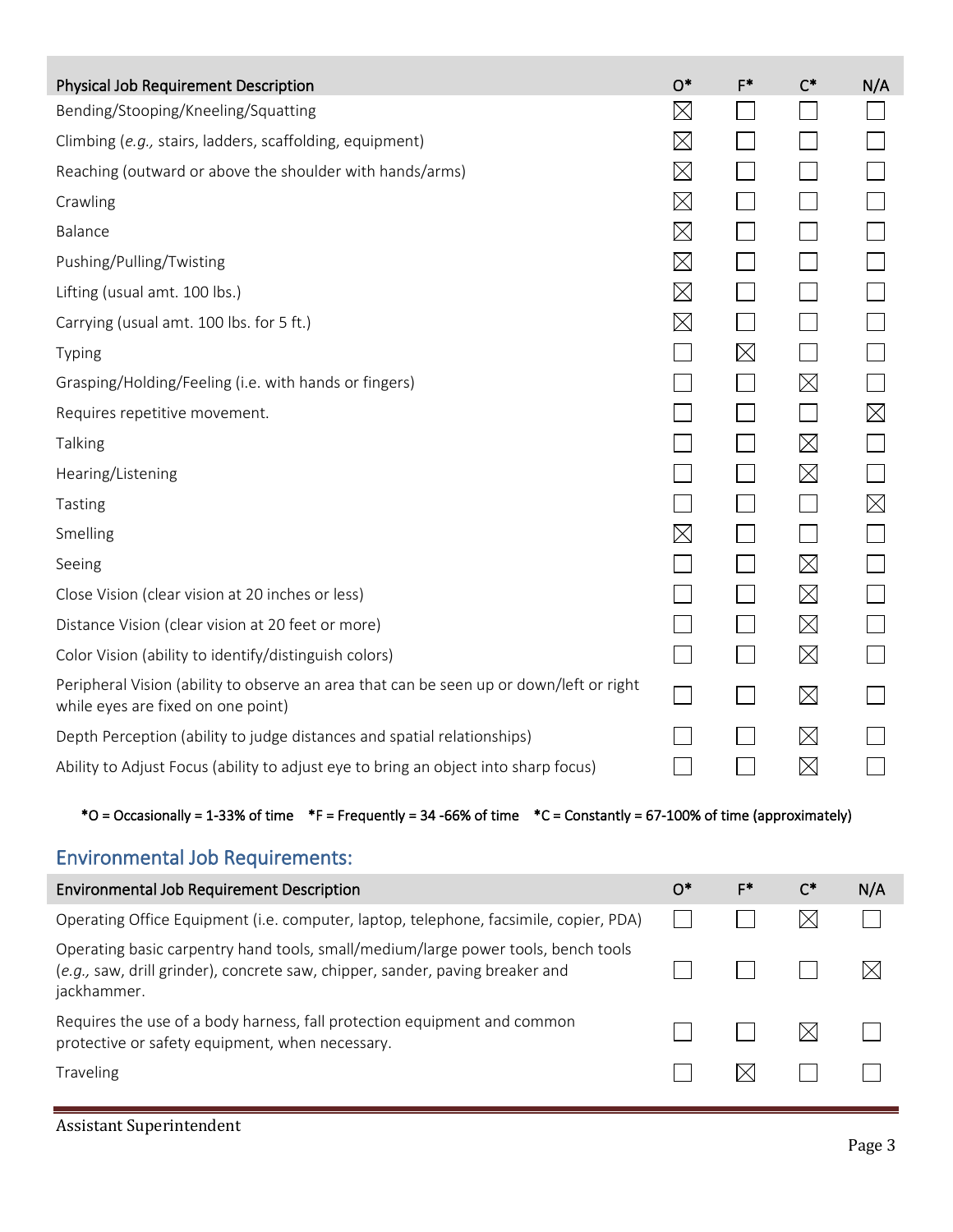| Physical Job Requirement Description | O* | F* | C* | N/A |
|---|---|---|---|---|
| Bending/Stooping/Kneeling/Squatting | ☒ | ☐ | ☐ | ☐ |
| Climbing (*e.g.,* stairs, ladders, scaffolding, equipment) | ☒ | ☐ | ☐ | ☐ |
| Reaching (outward or above the shoulder with hands/arms) | ☒ | ☐ | ☐ | ☐ |
| Crawling | ☒ | ☐ | ☐ | ☐ |
| Balance | ☒ | ☐ | ☐ | ☐ |
| Pushing/Pulling/Twisting | ☒ | ☐ | ☐ | ☐ |
| Lifting (usual amt. 100 lbs.) | ☒ | ☐ | ☐ | ☐ |
| Carrying (usual amt. 100 lbs. for 5 ft.) | ☒ | ☐ | ☐ | ☐ |
| Typing | ☐ | ☒ | ☐ | ☐ |
| Grasping/Holding/Feeling (i.e. with hands or fingers) | ☐ | ☐ | ☒ | ☐ |
| Requires repetitive movement. | ☐ | ☐ | ☐ | ☒ |
| Talking | ☐ | ☐ | ☒ | ☐ |
| Hearing/Listening | ☐ | ☐ | ☒ | ☐ |
| Tasting | ☐ | ☐ | ☐ | ☒ |
| Smelling | ☒ | ☐ | ☐ | ☐ |
| Seeing | ☐ | ☐ | ☒ | ☐ |
| Close Vision (clear vision at 20 inches or less) | ☐ | ☐ | ☒ | ☐ |
| Distance Vision (clear vision at 20 feet or more) | ☐ | ☐ | ☒ | ☐ |
| Color Vision (ability to identify/distinguish colors) | ☐ | ☐ | ☒ | ☐ |
| Peripheral Vision (ability to observe an area that can be seen up or down/left or right while eyes are fixed on one point) | ☐ | ☐ | ☒ | ☐ |
| Depth Perception (ability to judge distances and spatial relationships) | ☐ | ☐ | ☒ | ☐ |
| Ability to Adjust Focus (ability to adjust eye to bring an object into sharp focus) | ☐ | ☐ | ☒ | ☐ |

*O = Occasionally = 1-33% of time *F = Frequently = 34 -66% of time *C = Constantly = 67-100% of time (approximately)

## Environmental Job Requirements:

| Environmental Job Requirement Description | O* | F* | C* | N/A |
|---|---|---|---|---|
| Operating Office Equipment (i.e. computer, laptop, telephone, facsimile, copier, PDA) | ☐ | ☐ | ☒ | ☐ |
| Operating basic carpentry hand tools, small/medium/large power tools, bench tools (*e.g.,* saw, drill grinder), concrete saw, chipper, sander, paving breaker and jackhammer. | ☐ | ☐ | ☐ | ☒ |
| Requires the use of a body harness, fall protection equipment and common protective or safety equipment, when necessary. | ☐ | ☐ | ☒ | ☐ |
| Traveling | ☐ | ☒ | ☐ | ☐ |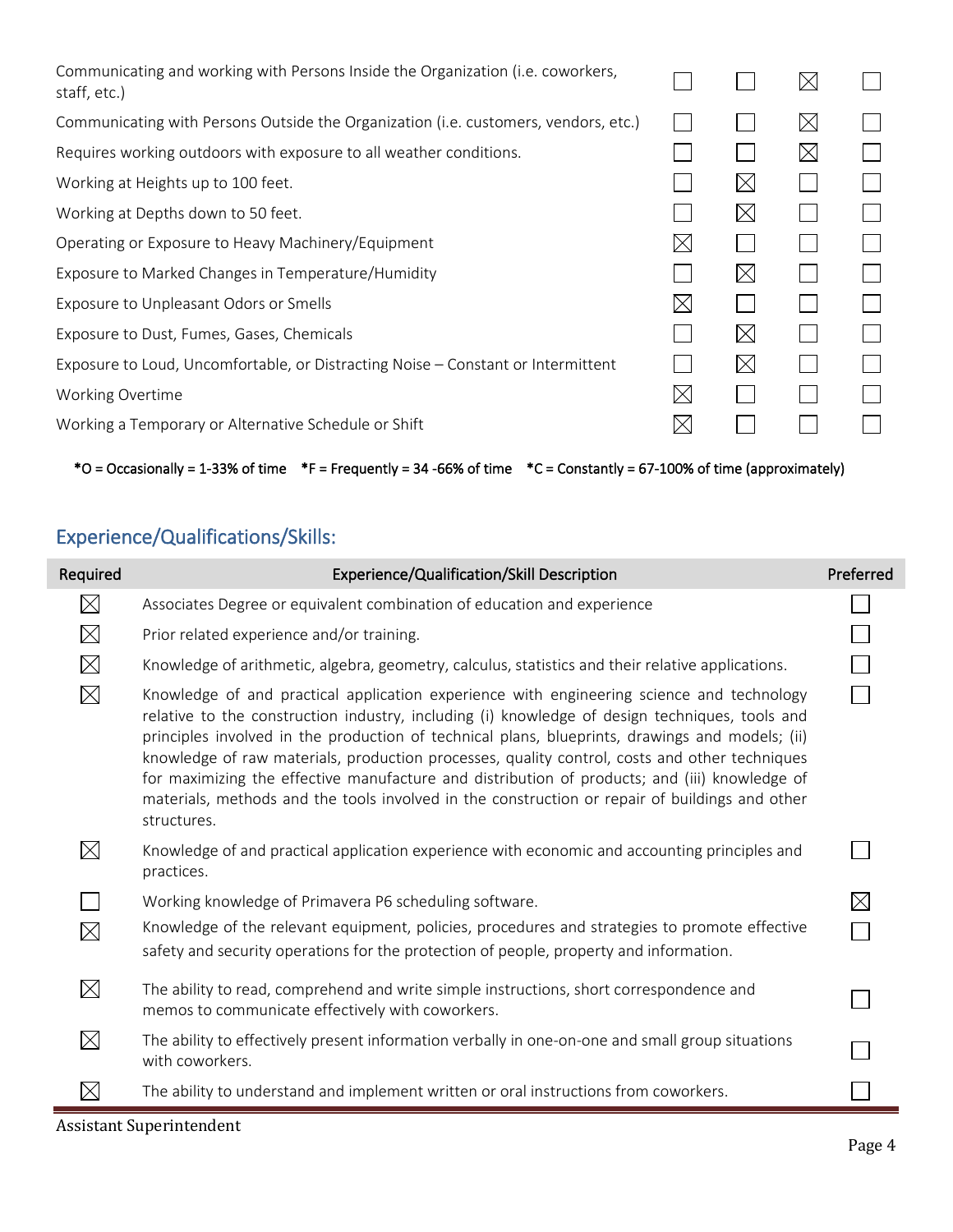| | O | F | C | |
|---|---|---|---|---|
| Communicating and working with Persons Inside the Organization (i.e. coworkers, staff, etc.) | ☐ | ☐ | ☒ | ☐ |
| Communicating with Persons Outside the Organization (i.e. customers, vendors, etc.) | ☐ | ☐ | ☒ | ☐ |
| Requires working outdoors with exposure to all weather conditions. | ☐ | ☐ | ☒ | ☐ |
| Working at Heights up to 100 feet. | ☐ | ☒ | ☐ | ☐ |
| Working at Depths down to 50 feet. | ☐ | ☒ | ☐ | ☐ |
| Operating or Exposure to Heavy Machinery/Equipment | ☒ | ☐ | ☐ | ☐ |
| Exposure to Marked Changes in Temperature/Humidity | ☐ | ☒ | ☐ | ☐ |
| Exposure to Unpleasant Odors or Smells | ☒ | ☐ | ☐ | ☐ |
| Exposure to Dust, Fumes, Gases, Chemicals | ☐ | ☒ | ☐ | ☐ |
| Exposure to Loud, Uncomfortable, or Distracting Noise – Constant or Intermittent | ☐ | ☒ | ☐ | ☐ |
| Working Overtime | ☒ | ☐ | ☐ | ☐ |
| Working a Temporary or Alternative Schedule or Shift | ☒ | ☐ | ☐ | ☐ |

*O = Occasionally = 1-33% of time   *F = Frequently = 34 -66% of time   *C = Constantly = 67-100% of time (approximately)

## Experience/Qualifications/Skills:

| Required | Experience/Qualification/Skill Description | Preferred |
|---|---|---|
| ☒ | Associates Degree or equivalent combination of education and experience | ☐ |
| ☒ | Prior related experience and/or training. | ☐ |
| ☒ | Knowledge of arithmetic, algebra, geometry, calculus, statistics and their relative applications. | ☐ |
| ☒ | Knowledge of and practical application experience with engineering science and technology relative to the construction industry, including (i) knowledge of design techniques, tools and principles involved in the production of technical plans, blueprints, drawings and models; (ii) knowledge of raw materials, production processes, quality control, costs and other techniques for maximizing the effective manufacture and distribution of products; and (iii) knowledge of materials, methods and the tools involved in the construction or repair of buildings and other structures. | ☐ |
| ☒ | Knowledge of and practical application experience with economic and accounting principles and practices. | ☐ |
| ☐ | Working knowledge of Primavera P6 scheduling software. | ☒ |
| ☒ | Knowledge of the relevant equipment, policies, procedures and strategies to promote effective safety and security operations for the protection of people, property and information. | ☐ |
| ☒ | The ability to read, comprehend and write simple instructions, short correspondence and memos to communicate effectively with coworkers. | ☐ |
| ☒ | The ability to effectively present information verbally in one-on-one and small group situations with coworkers. | ☐ |
| ☒ | The ability to understand and implement written or oral instructions from coworkers. | ☐ |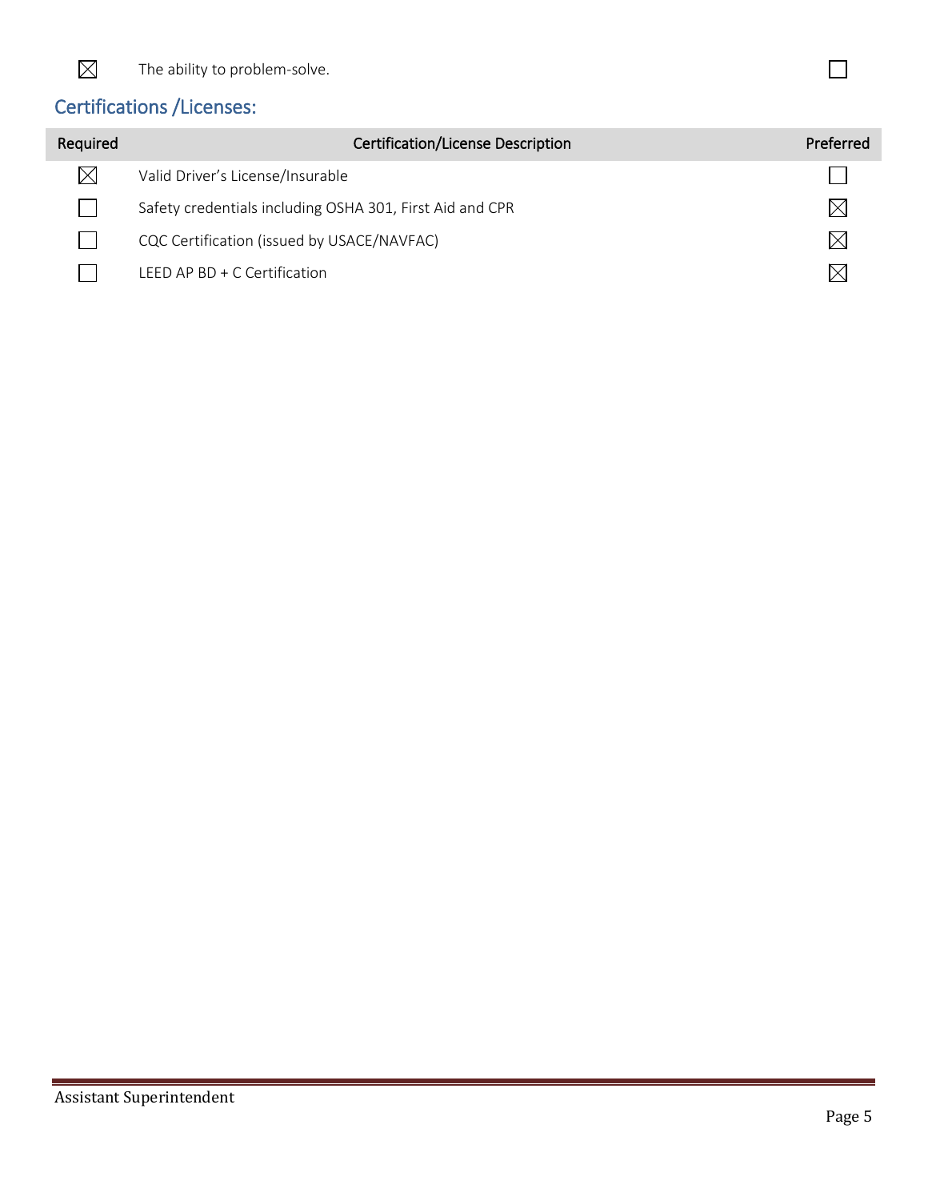| | | |
|---|---|---|
| ☒ | The ability to problem-solve. | ☐ |

## Certifications /Licenses:

| Required | Certification/License Description | Preferred |
|---|---|---|
| ☒ | Valid Driver's License/Insurable | ☐ |
| ☐ | Safety credentials including OSHA 301, First Aid and CPR | ☒ |
| ☐ | CQC Certification (issued by USACE/NAVFAC) | ☒ |
| ☐ | LEED AP BD + C Certification | ☒ |